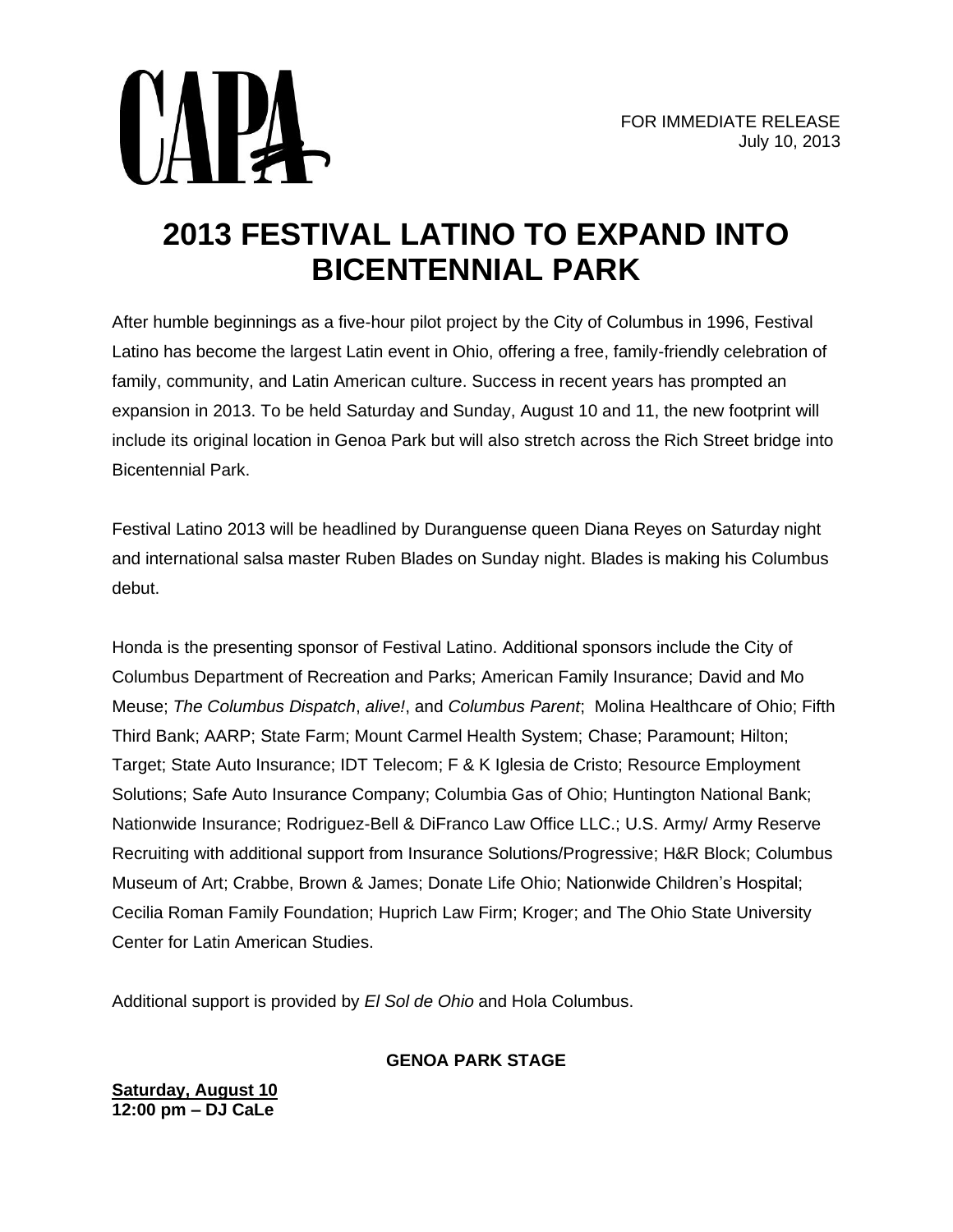CAPA

FOR IMMEDIATE RELEASE
July 10, 2013

# 2013 FESTIVAL LATINO TO EXPAND INTO BICENTENNIAL PARK

After humble beginnings as a five-hour pilot project by the City of Columbus in 1996, Festival Latino has become the largest Latin event in Ohio, offering a free, family-friendly celebration of family, community, and Latin American culture. Success in recent years has prompted an expansion in 2013. To be held Saturday and Sunday, August 10 and 11, the new footprint will include its original location in Genoa Park but will also stretch across the Rich Street bridge into Bicentennial Park.

Festival Latino 2013 will be headlined by Duranguense queen Diana Reyes on Saturday night and international salsa master Ruben Blades on Sunday night. Blades is making his Columbus debut.

Honda is the presenting sponsor of Festival Latino. Additional sponsors include the City of Columbus Department of Recreation and Parks; American Family Insurance; David and Mo Meuse; *The Columbus Dispatch*, *alive!*, and *Columbus Parent*; Molina Healthcare of Ohio; Fifth Third Bank; AARP; State Farm; Mount Carmel Health System; Chase; Paramount; Hilton; Target; State Auto Insurance; IDT Telecom; F & K Iglesia de Cristo; Resource Employment Solutions; Safe Auto Insurance Company; Columbia Gas of Ohio; Huntington National Bank; Nationwide Insurance; Rodriguez-Bell & DiFranco Law Office LLC.; U.S. Army/ Army Reserve Recruiting with additional support from Insurance Solutions/Progressive; H&R Block; Columbus Museum of Art; Crabbe, Brown & James; Donate Life Ohio; Nationwide Children's Hospital; Cecilia Roman Family Foundation; Huprich Law Firm; Kroger; and The Ohio State University Center for Latin American Studies.

Additional support is provided by *El Sol de Ohio* and Hola Columbus.

**GENOA PARK STAGE**

**Saturday, August 10**
**12:00 pm – DJ CaLe**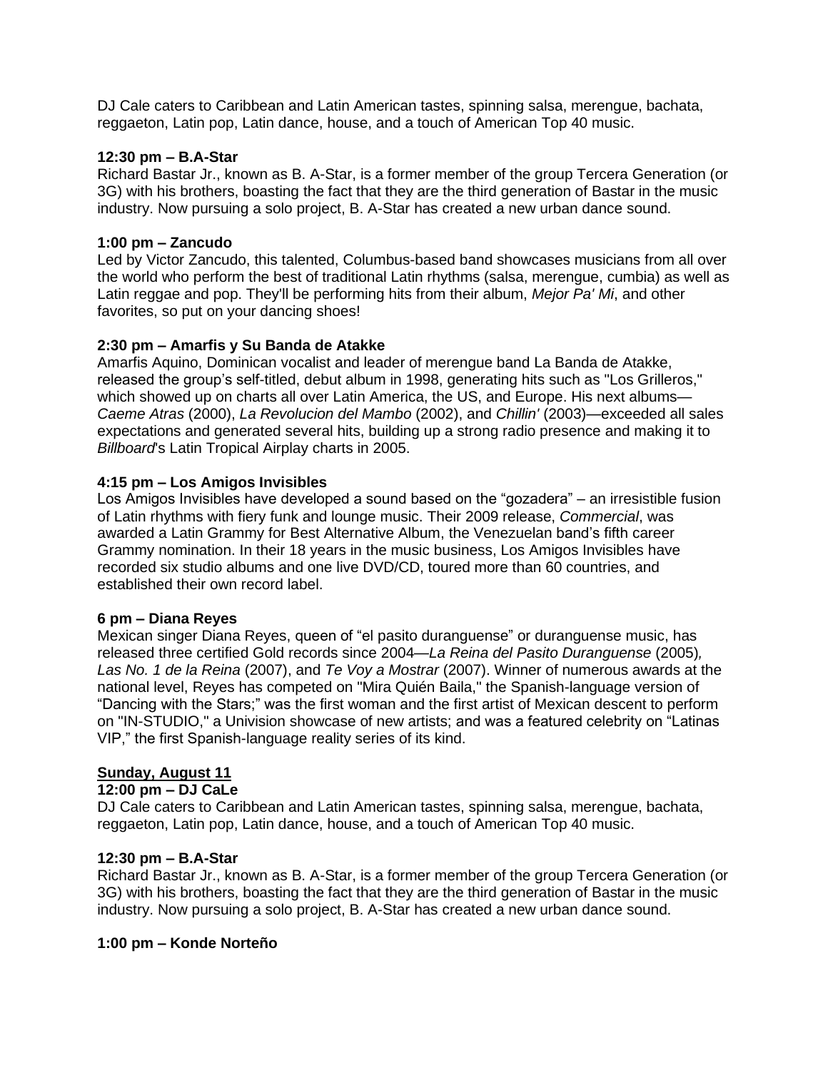DJ Cale caters to Caribbean and Latin American tastes, spinning salsa, merengue, bachata, reggaeton, Latin pop, Latin dance, house, and a touch of American Top 40 music.

**12:30 pm – B.A-Star**
Richard Bastar Jr., known as B. A-Star, is a former member of the group Tercera Generation (or 3G) with his brothers, boasting the fact that they are the third generation of Bastar in the music industry. Now pursuing a solo project, B. A-Star has created a new urban dance sound.

**1:00 pm – Zancudo**
Led by Victor Zancudo, this talented, Columbus-based band showcases musicians from all over the world who perform the best of traditional Latin rhythms (salsa, merengue, cumbia) as well as Latin reggae and pop. They'll be performing hits from their album, *Mejor Pa' Mi*, and other favorites, so put on your dancing shoes!

**2:30 pm – Amarfis y Su Banda de Atakke**
Amarfis Aquino, Dominican vocalist and leader of merengue band La Banda de Atakke, released the group's self-titled, debut album in 1998, generating hits such as "Los Grilleros," which showed up on charts all over Latin America, the US, and Europe. His next albums—*Caeme Atras* (2000), *La Revolucion del Mambo* (2002), and *Chillin'* (2003)—exceeded all sales expectations and generated several hits, building up a strong radio presence and making it to *Billboard*'s Latin Tropical Airplay charts in 2005.

**4:15 pm – Los Amigos Invisibles**
Los Amigos Invisibles have developed a sound based on the "gozadera" – an irresistible fusion of Latin rhythms with fiery funk and lounge music. Their 2009 release, *Commercial*, was awarded a Latin Grammy for Best Alternative Album, the Venezuelan band's fifth career Grammy nomination. In their 18 years in the music business, Los Amigos Invisibles have recorded six studio albums and one live DVD/CD, toured more than 60 countries, and established their own record label.

**6 pm – Diana Reyes**
Mexican singer Diana Reyes, queen of "el pasito duranguense" or duranguense music, has released three certified Gold records since 2004—*La Reina del Pasito Duranguense* (2005), *Las No. 1 de la Reina* (2007), and *Te Voy a Mostrar* (2007). Winner of numerous awards at the national level, Reyes has competed on "Mira Quién Baila," the Spanish-language version of "Dancing with the Stars;" was the first woman and the first artist of Mexican descent to perform on "IN-STUDIO," a Univision showcase of new artists; and was a featured celebrity on "Latinas VIP," the first Spanish-language reality series of its kind.

**Sunday, August 11**

**12:00 pm – DJ CaLe**
DJ Cale caters to Caribbean and Latin American tastes, spinning salsa, merengue, bachata, reggaeton, Latin pop, Latin dance, house, and a touch of American Top 40 music.

**12:30 pm – B.A-Star**
Richard Bastar Jr., known as B. A-Star, is a former member of the group Tercera Generation (or 3G) with his brothers, boasting the fact that they are the third generation of Bastar in the music industry. Now pursuing a solo project, B. A-Star has created a new urban dance sound.

**1:00 pm – Konde Norteño**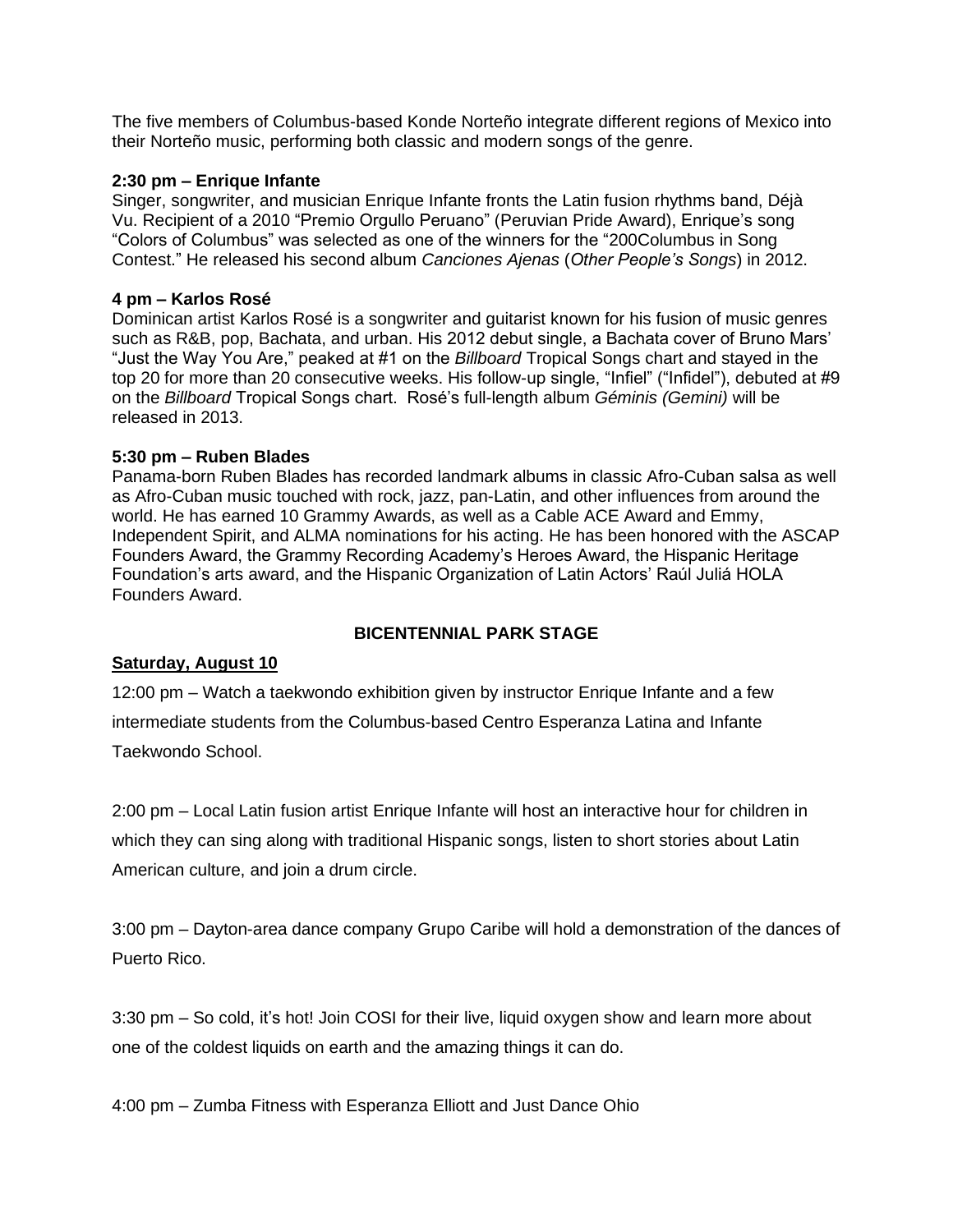The five members of Columbus-based Konde Norteño integrate different regions of Mexico into their Norteño music, performing both classic and modern songs of the genre.

**2:30 pm – Enrique Infante**
Singer, songwriter, and musician Enrique Infante fronts the Latin fusion rhythms band, Déjà Vu. Recipient of a 2010 "Premio Orgullo Peruano" (Peruvian Pride Award), Enrique's song "Colors of Columbus" was selected as one of the winners for the "200Columbus in Song Contest." He released his second album *Canciones Ajenas* (*Other People's Songs*) in 2012.

**4 pm – Karlos Rosé**
Dominican artist Karlos Rosé is a songwriter and guitarist known for his fusion of music genres such as R&B, pop, Bachata, and urban. His 2012 debut single, a Bachata cover of Bruno Mars' "Just the Way You Are," peaked at #1 on the *Billboard* Tropical Songs chart and stayed in the top 20 for more than 20 consecutive weeks. His follow-up single, "Infiel" ("Infidel"), debuted at #9 on the *Billboard* Tropical Songs chart. Rosé's full-length album *Géminis (Gemini)* will be released in 2013.

**5:30 pm – Ruben Blades**
Panama-born Ruben Blades has recorded landmark albums in classic Afro-Cuban salsa as well as Afro-Cuban music touched with rock, jazz, pan-Latin, and other influences from around the world. He has earned 10 Grammy Awards, as well as a Cable ACE Award and Emmy, Independent Spirit, and ALMA nominations for his acting. He has been honored with the ASCAP Founders Award, the Grammy Recording Academy's Heroes Award, the Hispanic Heritage Foundation's arts award, and the Hispanic Organization of Latin Actors' Raúl Juliá HOLA Founders Award.

## BICENTENNIAL PARK STAGE

**Saturday, August 10**

12:00 pm – Watch a taekwondo exhibition given by instructor Enrique Infante and a few intermediate students from the Columbus-based Centro Esperanza Latina and Infante Taekwondo School.

2:00 pm – Local Latin fusion artist Enrique Infante will host an interactive hour for children in which they can sing along with traditional Hispanic songs, listen to short stories about Latin American culture, and join a drum circle.

3:00 pm – Dayton-area dance company Grupo Caribe will hold a demonstration of the dances of Puerto Rico.

3:30 pm – So cold, it's hot! Join COSI for their live, liquid oxygen show and learn more about one of the coldest liquids on earth and the amazing things it can do.

4:00 pm – Zumba Fitness with Esperanza Elliott and Just Dance Ohio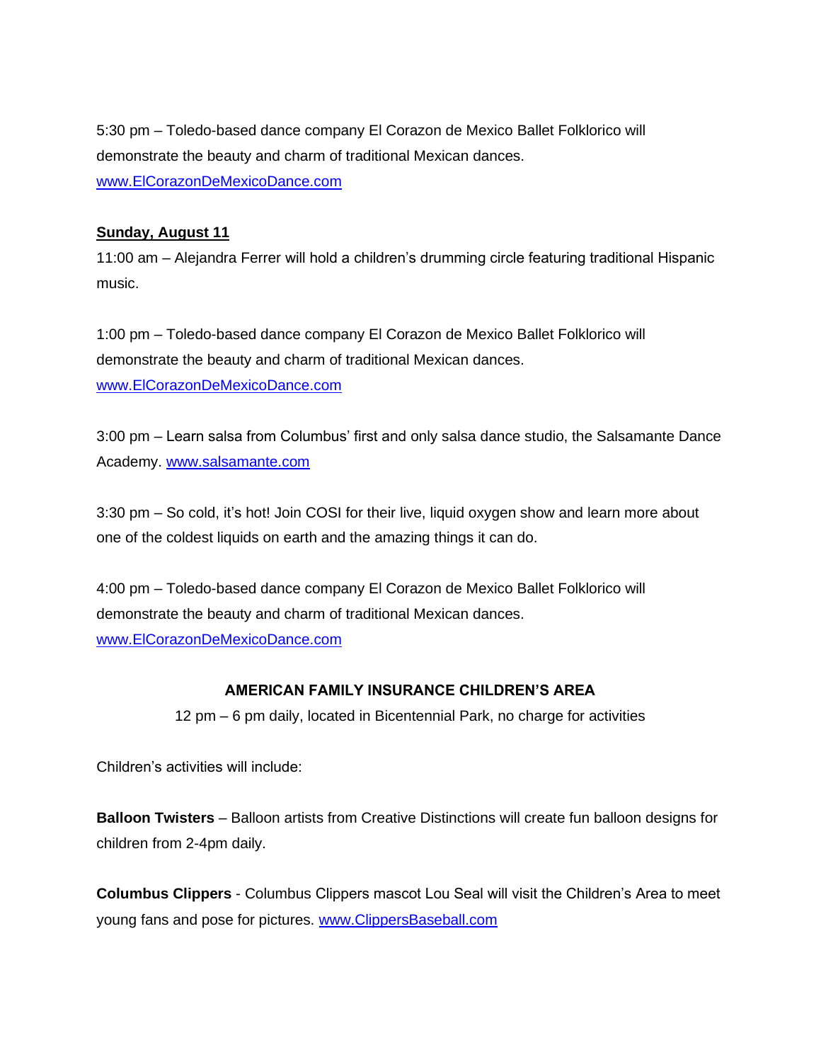5:30 pm – Toledo-based dance company El Corazon de Mexico Ballet Folklorico will demonstrate the beauty and charm of traditional Mexican dances. [www.ElCorazonDeMexicoDance.com](http://www.ElCorazonDeMexicoDance.com)

**Sunday, August 11**

11:00 am – Alejandra Ferrer will hold a children's drumming circle featuring traditional Hispanic music.

1:00 pm – Toledo-based dance company El Corazon de Mexico Ballet Folklorico will demonstrate the beauty and charm of traditional Mexican dances. [www.ElCorazonDeMexicoDance.com](http://www.ElCorazonDeMexicoDance.com)

3:00 pm – Learn salsa from Columbus' first and only salsa dance studio, the Salsamante Dance Academy. [www.salsamante.com](http://www.salsamante.com)

3:30 pm – So cold, it's hot! Join COSI for their live, liquid oxygen show and learn more about one of the coldest liquids on earth and the amazing things it can do.

4:00 pm – Toledo-based dance company El Corazon de Mexico Ballet Folklorico will demonstrate the beauty and charm of traditional Mexican dances. [www.ElCorazonDeMexicoDance.com](http://www.ElCorazonDeMexicoDance.com)

## AMERICAN FAMILY INSURANCE CHILDREN'S AREA

12 pm – 6 pm daily, located in Bicentennial Park, no charge for activities

Children's activities will include:

**Balloon Twisters** – Balloon artists from Creative Distinctions will create fun balloon designs for children from 2-4pm daily.

**Columbus Clippers** - Columbus Clippers mascot Lou Seal will visit the Children's Area to meet young fans and pose for pictures. [www.ClippersBaseball.com](http://www.ClippersBaseball.com)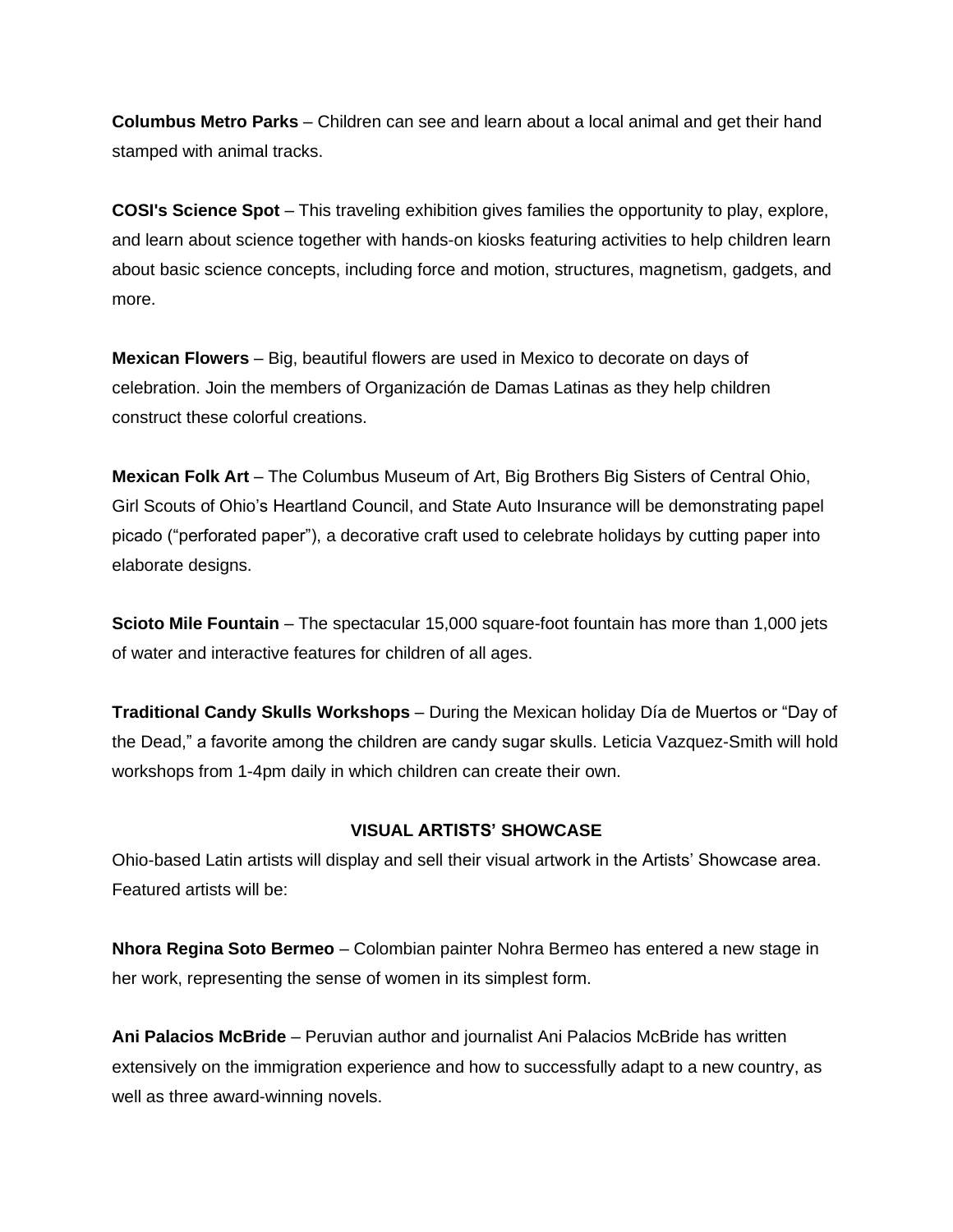**Columbus Metro Parks** – Children can see and learn about a local animal and get their hand stamped with animal tracks.

**COSI's Science Spot** – This traveling exhibition gives families the opportunity to play, explore, and learn about science together with hands-on kiosks featuring activities to help children learn about basic science concepts, including force and motion, structures, magnetism, gadgets, and more.

**Mexican Flowers** – Big, beautiful flowers are used in Mexico to decorate on days of celebration. Join the members of Organización de Damas Latinas as they help children construct these colorful creations.

**Mexican Folk Art** – The Columbus Museum of Art, Big Brothers Big Sisters of Central Ohio, Girl Scouts of Ohio's Heartland Council, and State Auto Insurance will be demonstrating papel picado ("perforated paper"), a decorative craft used to celebrate holidays by cutting paper into elaborate designs.

**Scioto Mile Fountain** – The spectacular 15,000 square-foot fountain has more than 1,000 jets of water and interactive features for children of all ages.

**Traditional Candy Skulls Workshops** – During the Mexican holiday Día de Muertos or "Day of the Dead," a favorite among the children are candy sugar skulls. Leticia Vazquez-Smith will hold workshops from 1-4pm daily in which children can create their own.

## VISUAL ARTISTS' SHOWCASE

Ohio-based Latin artists will display and sell their visual artwork in the Artists' Showcase area. Featured artists will be:

**Nhora Regina Soto Bermeo** – Colombian painter Nohra Bermeo has entered a new stage in her work, representing the sense of women in its simplest form.

**Ani Palacios McBride** – Peruvian author and journalist Ani Palacios McBride has written extensively on the immigration experience and how to successfully adapt to a new country, as well as three award-winning novels.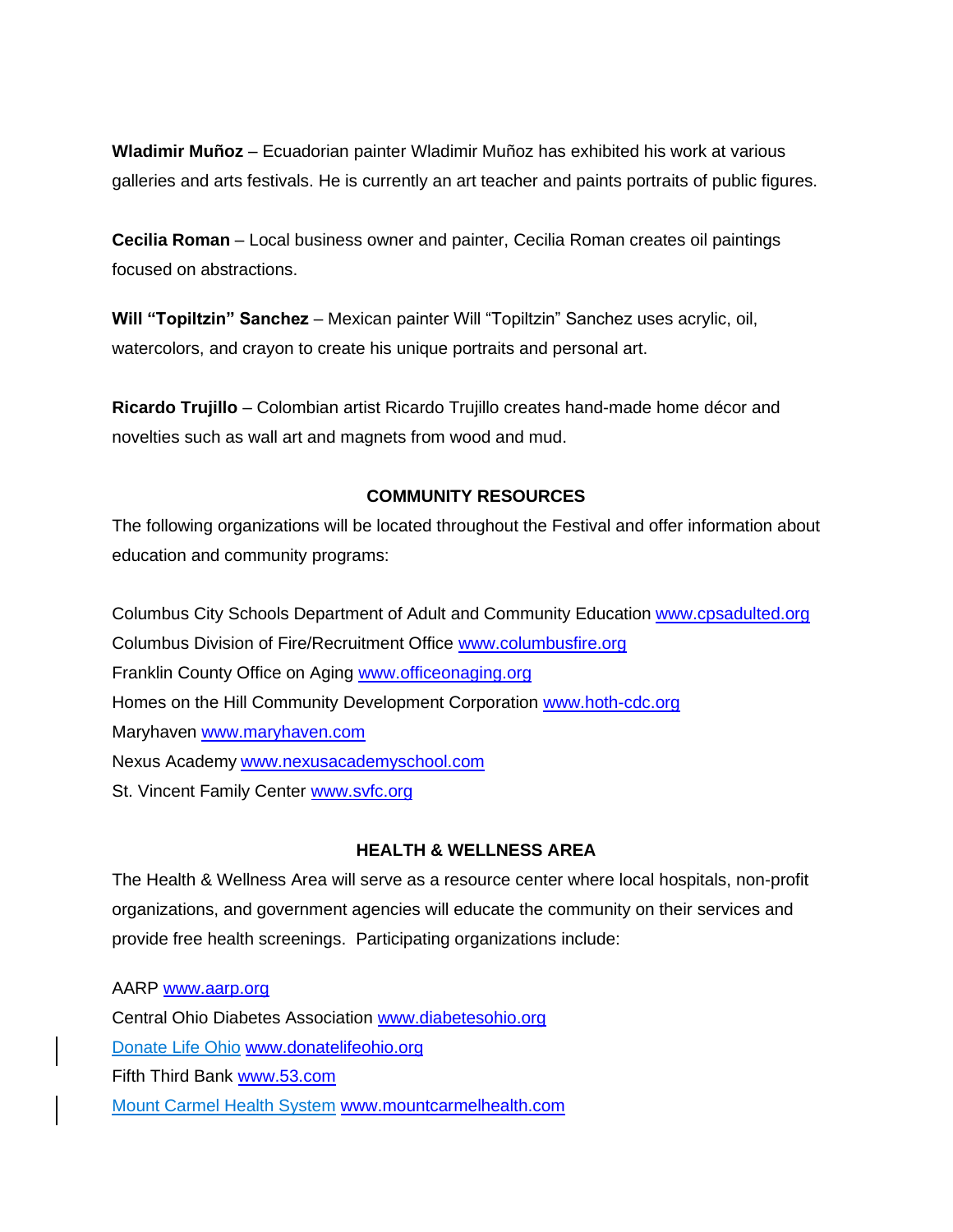**Wladimir Muñoz** – Ecuadorian painter Wladimir Muñoz has exhibited his work at various galleries and arts festivals. He is currently an art teacher and paints portraits of public figures.

**Cecilia Roman** – Local business owner and painter, Cecilia Roman creates oil paintings focused on abstractions.

**Will "Topiltzin" Sanchez** – Mexican painter Will "Topiltzin" Sanchez uses acrylic, oil, watercolors, and crayon to create his unique portraits and personal art.

**Ricardo Trujillo** – Colombian artist Ricardo Trujillo creates hand-made home décor and novelties such as wall art and magnets from wood and mud.

## COMMUNITY RESOURCES

The following organizations will be located throughout the Festival and offer information about education and community programs:

Columbus City Schools Department of Adult and Community Education www.cpsadulted.org
Columbus Division of Fire/Recruitment Office www.columbusfire.org
Franklin County Office on Aging www.officeonaging.org
Homes on the Hill Community Development Corporation www.hoth-cdc.org
Maryhaven www.maryhaven.com
Nexus Academy www.nexusacademyschool.com
St. Vincent Family Center www.svfc.org

## HEALTH & WELLNESS AREA

The Health & Wellness Area will serve as a resource center where local hospitals, non-profit organizations, and government agencies will educate the community on their services and provide free health screenings. Participating organizations include:

AARP www.aarp.org
Central Ohio Diabetes Association www.diabetesohio.org
Donate Life Ohio www.donatelifeohio.org
Fifth Third Bank www.53.com
Mount Carmel Health System www.mountcarmelhealth.com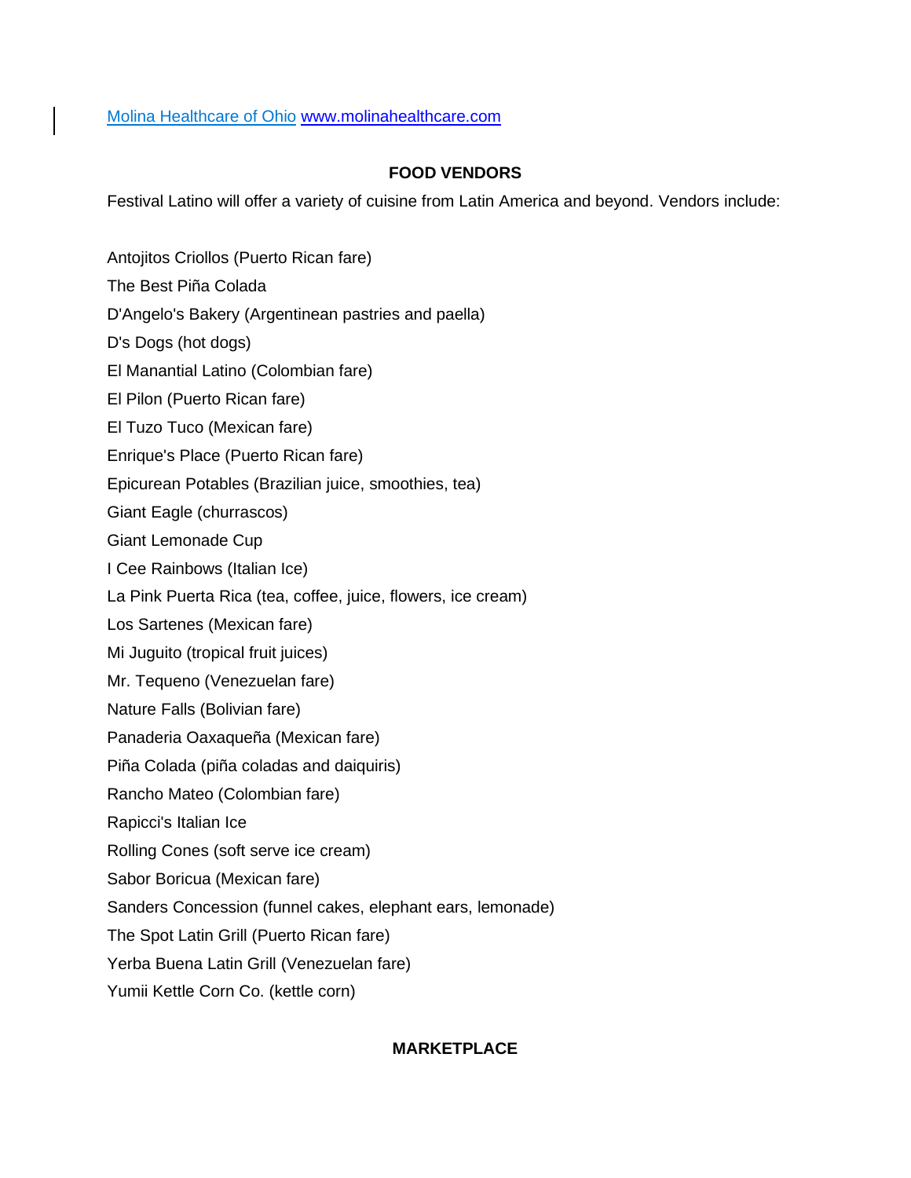[Molina Healthcare of Ohio](www.molinahealthcare.com) [www.molinahealthcare.com](www.molinahealthcare.com)

## FOOD VENDORS

Festival Latino will offer a variety of cuisine from Latin America and beyond. Vendors include:

Antojitos Criollos (Puerto Rican fare)
The Best Piña Colada
D'Angelo's Bakery (Argentinean pastries and paella)
D's Dogs (hot dogs)
El Manantial Latino (Colombian fare)
El Pilon (Puerto Rican fare)
El Tuzo Tuco (Mexican fare)
Enrique's Place (Puerto Rican fare)
Epicurean Potables (Brazilian juice, smoothies, tea)
Giant Eagle (churrascos)
Giant Lemonade Cup
I Cee Rainbows (Italian Ice)
La Pink Puerta Rica (tea, coffee, juice, flowers, ice cream)
Los Sartenes (Mexican fare)
Mi Juguito (tropical fruit juices)
Mr. Tequeno (Venezuelan fare)
Nature Falls (Bolivian fare)
Panaderia Oaxaqueña (Mexican fare)
Piña Colada (piña coladas and daiquiris)
Rancho Mateo (Colombian fare)
Rapicci's Italian Ice
Rolling Cones (soft serve ice cream)
Sabor Boricua (Mexican fare)
Sanders Concession (funnel cakes, elephant ears, lemonade)
The Spot Latin Grill (Puerto Rican fare)
Yerba Buena Latin Grill (Venezuelan fare)
Yumii Kettle Corn Co. (kettle corn)

## MARKETPLACE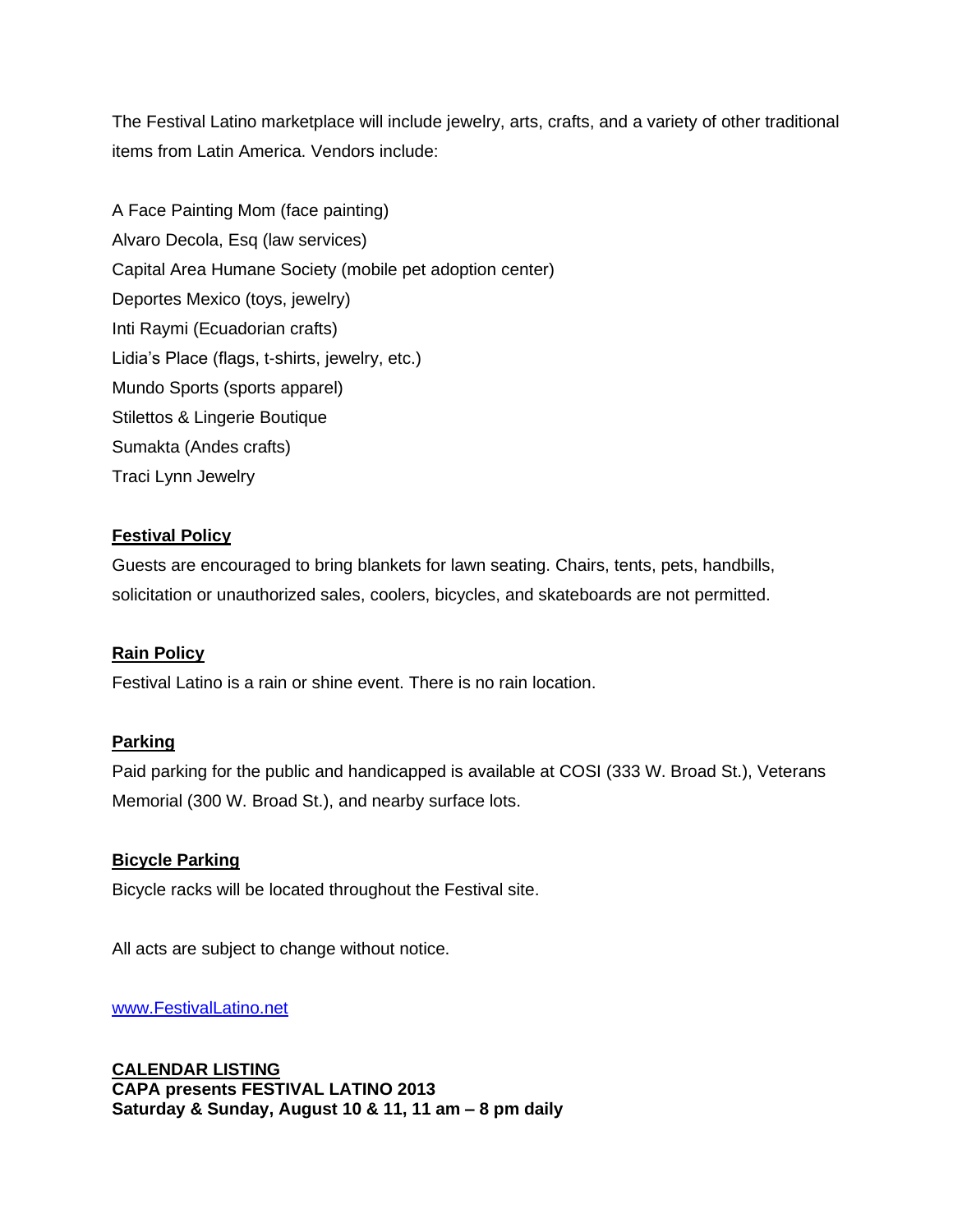The Festival Latino marketplace will include jewelry, arts, crafts, and a variety of other traditional items from Latin America. Vendors include:

A Face Painting Mom (face painting)
Alvaro Decola, Esq (law services)
Capital Area Humane Society (mobile pet adoption center)
Deportes Mexico (toys, jewelry)
Inti Raymi (Ecuadorian crafts)
Lidia's Place (flags, t-shirts, jewelry, etc.)
Mundo Sports (sports apparel)
Stilettos & Lingerie Boutique
Sumakta (Andes crafts)
Traci Lynn Jewelry

**Festival Policy**

Guests are encouraged to bring blankets for lawn seating. Chairs, tents, pets, handbills, solicitation or unauthorized sales, coolers, bicycles, and skateboards are not permitted.

**Rain Policy**

Festival Latino is a rain or shine event. There is no rain location.

**Parking**

Paid parking for the public and handicapped is available at COSI (333 W. Broad St.), Veterans Memorial (300 W. Broad St.), and nearby surface lots.

**Bicycle Parking**

Bicycle racks will be located throughout the Festival site.

All acts are subject to change without notice.

[www.FestivalLatino.net](http://www.FestivalLatino.net)

**CALENDAR LISTING**
**CAPA presents FESTIVAL LATINO 2013**
**Saturday & Sunday, August 10 & 11, 11 am – 8 pm daily**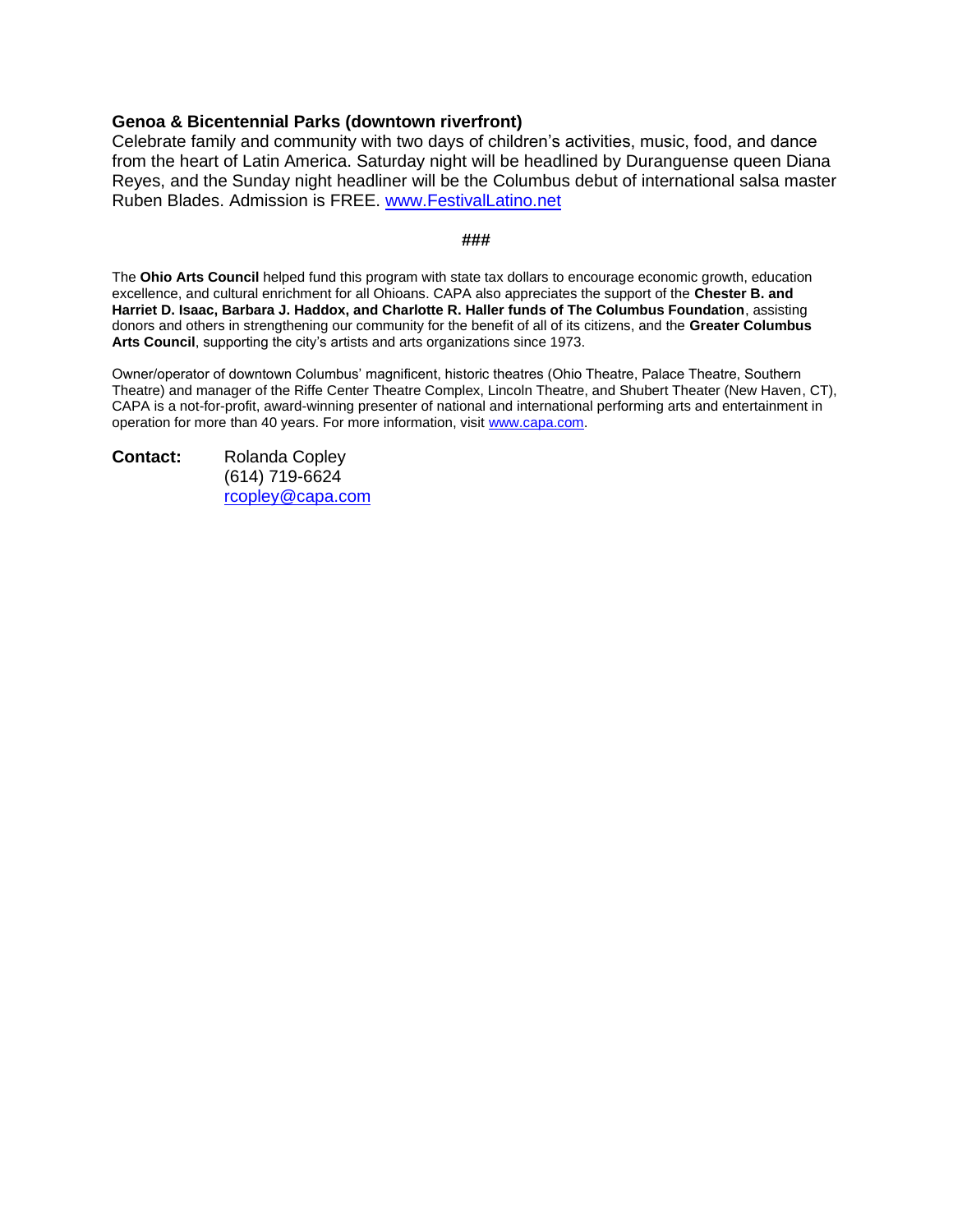**Genoa & Bicentennial Parks (downtown riverfront)**
Celebrate family and community with two days of children's activities, music, food, and dance from the heart of Latin America. Saturday night will be headlined by Duranguense queen Diana Reyes, and the Sunday night headliner will be the Columbus debut of international salsa master Ruben Blades. Admission is FREE. www.FestivalLatino.net

###

The **Ohio Arts Council** helped fund this program with state tax dollars to encourage economic growth, education excellence, and cultural enrichment for all Ohioans. CAPA also appreciates the support of the **Chester B. and Harriet D. Isaac, Barbara J. Haddox, and Charlotte R. Haller funds of The Columbus Foundation**, assisting donors and others in strengthening our community for the benefit of all of its citizens, and the **Greater Columbus Arts Council**, supporting the city's artists and arts organizations since 1973.

Owner/operator of downtown Columbus' magnificent, historic theatres (Ohio Theatre, Palace Theatre, Southern Theatre) and manager of the Riffe Center Theatre Complex, Lincoln Theatre, and Shubert Theater (New Haven, CT), CAPA is a not-for-profit, award-winning presenter of national and international performing arts and entertainment in operation for more than 40 years. For more information, visit www.capa.com.

**Contact:** Rolanda Copley
(614) 719-6624
rcopley@capa.com